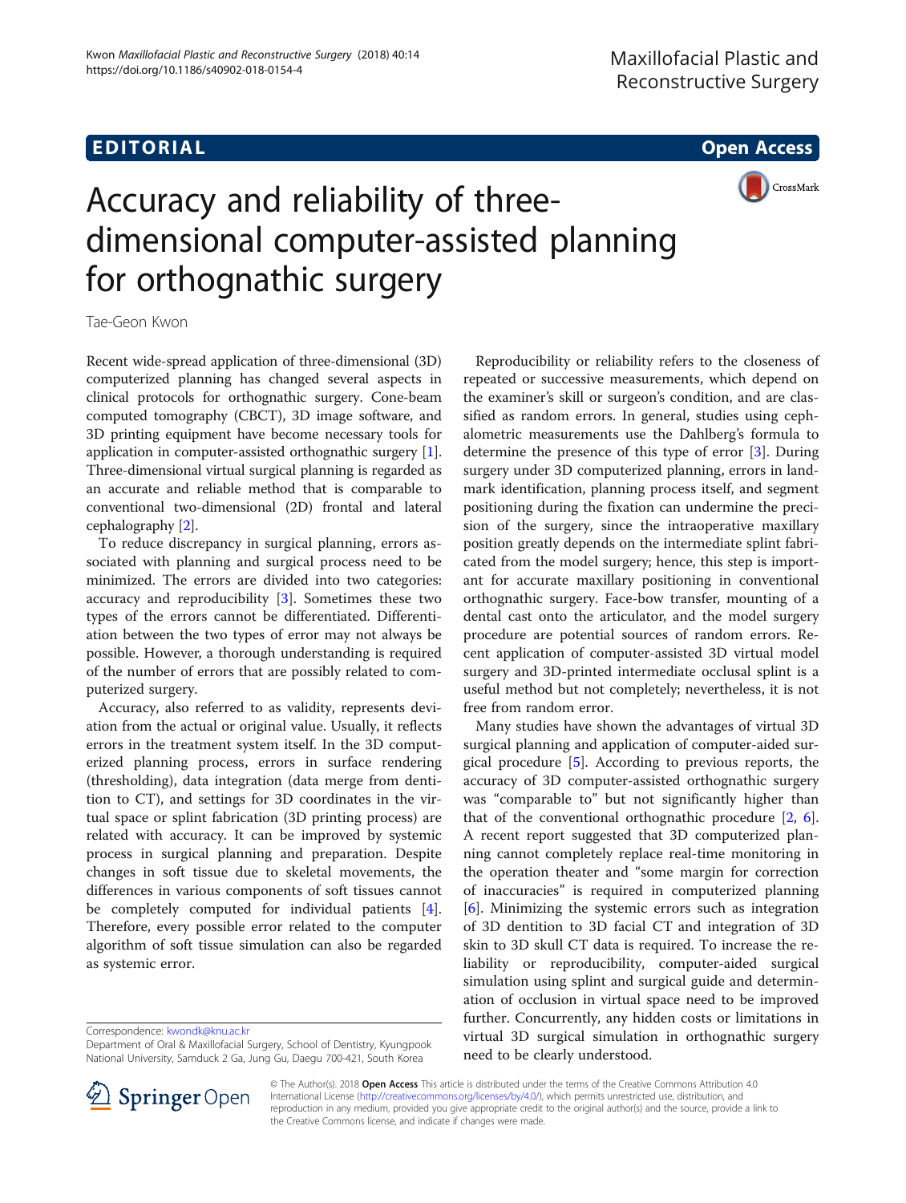EDITORIAL

Open Access

# Accuracy and reliability of three-dimensional computer-assisted planning for orthognathic surgery

Tae-Geon Kwon

Recent wide-spread application of three-dimensional (3D) computerized planning has changed several aspects in clinical protocols for orthognathic surgery. Cone-beam computed tomography (CBCT), 3D image software, and 3D printing equipment have become necessary tools for application in computer-assisted orthognathic surgery [1]. Three-dimensional virtual surgical planning is regarded as an accurate and reliable method that is comparable to conventional two-dimensional (2D) frontal and lateral cephalography [2].

To reduce discrepancy in surgical planning, errors associated with planning and surgical process need to be minimized. The errors are divided into two categories: accuracy and reproducibility [3]. Sometimes these two types of the errors cannot be differentiated. Differentiation between the two types of error may not always be possible. However, a thorough understanding is required of the number of errors that are possibly related to computerized surgery.

Accuracy, also referred to as validity, represents deviation from the actual or original value. Usually, it reflects errors in the treatment system itself. In the 3D computerized planning process, errors in surface rendering (thresholding), data integration (data merge from dentition to CT), and settings for 3D coordinates in the virtual space or splint fabrication (3D printing process) are related with accuracy. It can be improved by systemic process in surgical planning and preparation. Despite changes in soft tissue due to skeletal movements, the differences in various components of soft tissues cannot be completely computed for individual patients [4]. Therefore, every possible error related to the computer algorithm of soft tissue simulation can also be regarded as systemic error.

Reproducibility or reliability refers to the closeness of repeated or successive measurements, which depend on the examiner's skill or surgeon's condition, and are classified as random errors. In general, studies using cephalometric measurements use the Dahlberg's formula to determine the presence of this type of error [3]. During surgery under 3D computerized planning, errors in landmark identification, planning process itself, and segment positioning during the fixation can undermine the precision of the surgery, since the intraoperative maxillary position greatly depends on the intermediate splint fabricated from the model surgery; hence, this step is important for accurate maxillary positioning in conventional orthognathic surgery. Face-bow transfer, mounting of a dental cast onto the articulator, and the model surgery procedure are potential sources of random errors. Recent application of computer-assisted 3D virtual model surgery and 3D-printed intermediate occlusal splint is a useful method but not completely; nevertheless, it is not free from random error.

Many studies have shown the advantages of virtual 3D surgical planning and application of computer-aided surgical procedure [5]. According to previous reports, the accuracy of 3D computer-assisted orthognathic surgery was "comparable to" but not significantly higher than that of the conventional orthognathic procedure [2, 6]. A recent report suggested that 3D computerized planning cannot completely replace real-time monitoring in the operation theater and "some margin for correction of inaccuracies" is required in computerized planning [6]. Minimizing the systemic errors such as integration of 3D dentition to 3D facial CT and integration of 3D skin to 3D skull CT data is required. To increase the reliability or reproducibility, computer-aided surgical simulation using splint and surgical guide and determination of occlusion in virtual space need to be improved further. Concurrently, any hidden costs or limitations in virtual 3D surgical simulation in orthognathic surgery need to be clearly understood.

Correspondence: kwondk@knu.ac.kr
Department of Oral & Maxillofacial Surgery, School of Dentistry, Kyungpook National University, Samduck 2 Ga, Jung Gu, Daegu 700-421, South Korea

© The Author(s). 2018 **Open Access** This article is distributed under the terms of the Creative Commons Attribution 4.0 International License (http://creativecommons.org/licenses/by/4.0/), which permits unrestricted use, distribution, and reproduction in any medium, provided you give appropriate credit to the original author(s) and the source, provide a link to the Creative Commons license, and indicate if changes were made.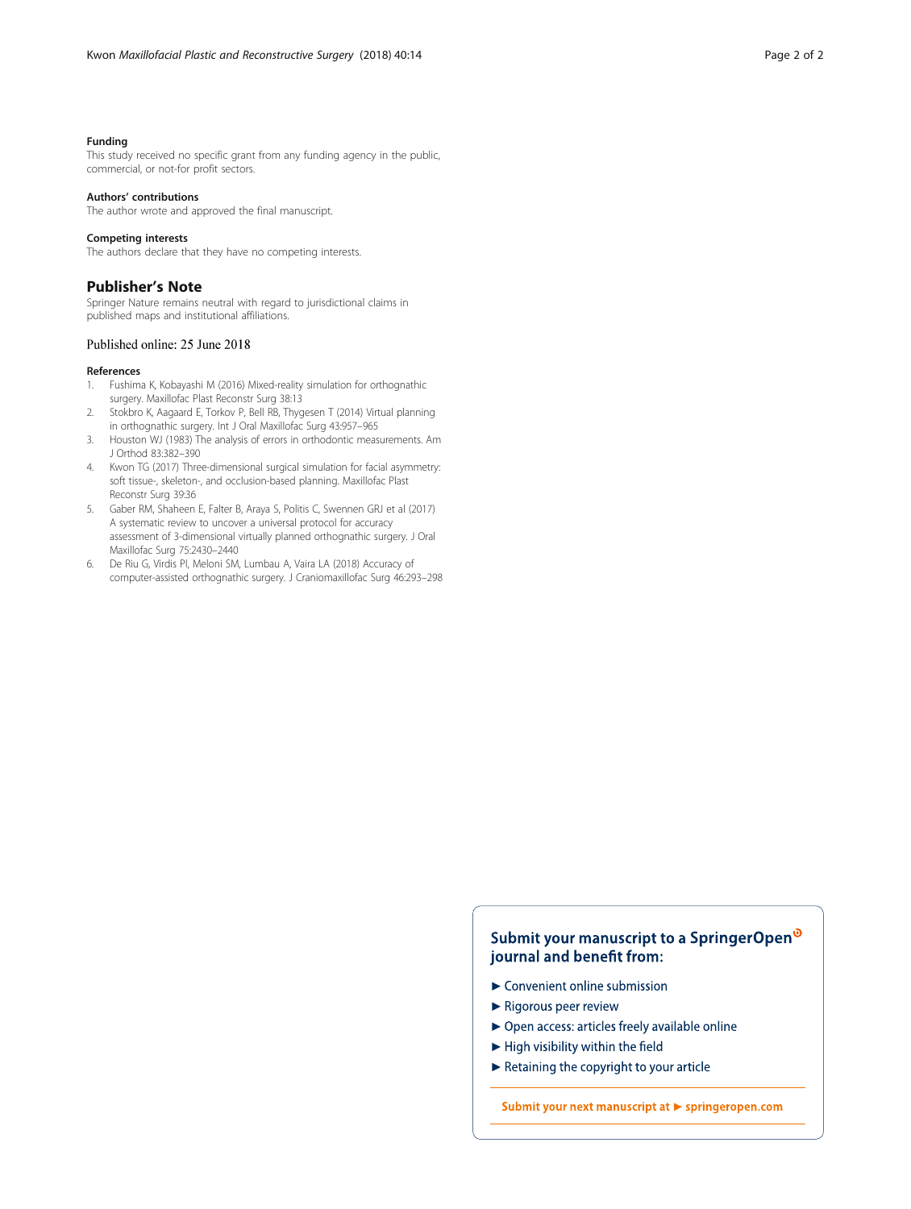#### Funding
This study received no specific grant from any funding agency in the public, commercial, or not-for profit sectors.

#### Authors' contributions
The author wrote and approved the final manuscript.

#### Competing interests
The authors declare that they have no competing interests.

## Publisher's Note
Springer Nature remains neutral with regard to jurisdictional claims in published maps and institutional affiliations.

Published online: 25 June 2018

#### References
1. Fushima K, Kobayashi M (2016) Mixed-reality simulation for orthognathic surgery. Maxillofac Plast Reconstr Surg 38:13
2. Stokbro K, Aagaard E, Torkov P, Bell RB, Thygesen T (2014) Virtual planning in orthognathic surgery. Int J Oral Maxillofac Surg 43:957–965
3. Houston WJ (1983) The analysis of errors in orthodontic measurements. Am J Orthod 83:382–390
4. Kwon TG (2017) Three-dimensional surgical simulation for facial asymmetry: soft tissue-, skeleton-, and occlusion-based planning. Maxillofac Plast Reconstr Surg 39:36
5. Gaber RM, Shaheen E, Falter B, Araya S, Politis C, Swennen GRJ et al (2017) A systematic review to uncover a universal protocol for accuracy assessment of 3-dimensional virtually planned orthognathic surgery. J Oral Maxillofac Surg 75:2430–2440
6. De Riu G, Virdis PI, Meloni SM, Lumbau A, Vaira LA (2018) Accuracy of computer-assisted orthognathic surgery. J Craniomaxillofac Surg 46:293–298

**Submit your manuscript to a SpringerOpen journal and benefit from:**

- ► Convenient online submission
- ► Rigorous peer review
- ► Open access: articles freely available online
- ► High visibility within the field
- ► Retaining the copyright to your article

**Submit your next manuscript at ► springeropen.com**